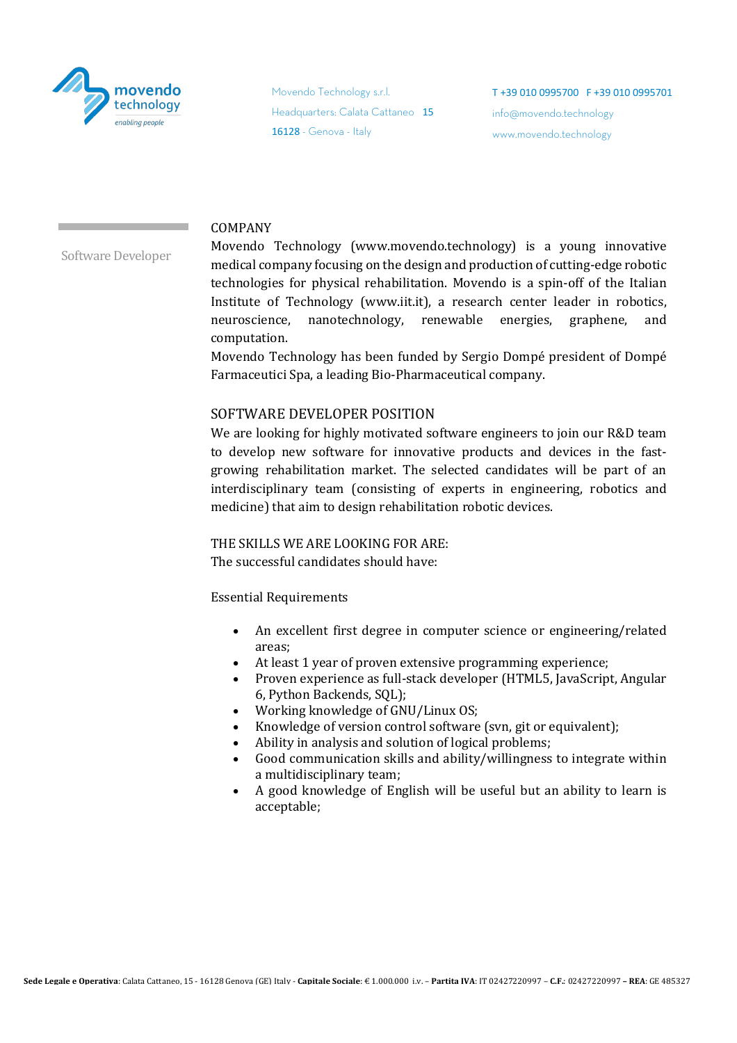movendo technology
*enabling people*

Movendo Technology s.r.l.
Headquarters: Calata Cattaneo 15
16128 - Genova - Italy

T +39 010 0995700 F +39 010 0995701
info@movendo.technology
www.movendo.technology

Software Developer

## COMPANY

Movendo Technology (www.movendo.technology) is a young innovative medical company focusing on the design and production of cutting-edge robotic technologies for physical rehabilitation. Movendo is a spin-off of the Italian Institute of Technology (www.iit.it), a research center leader in robotics, neuroscience, nanotechnology, renewable energies, graphene, and computation.

Movendo Technology has been funded by Sergio Dompé president of Dompé Farmaceutici Spa, a leading Bio-Pharmaceutical company.

## SOFTWARE DEVELOPER POSITION

We are looking for highly motivated software engineers to join our R&D team to develop new software for innovative products and devices in the fast-growing rehabilitation market. The selected candidates will be part of an interdisciplinary team (consisting of experts in engineering, robotics and medicine) that aim to design rehabilitation robotic devices.

## THE SKILLS WE ARE LOOKING FOR ARE:

The successful candidates should have:

Essential Requirements

- An excellent first degree in computer science or engineering/related areas;
- At least 1 year of proven extensive programming experience;
- Proven experience as full-stack developer (HTML5, JavaScript, Angular 6, Python Backends, SQL);
- Working knowledge of GNU/Linux OS;
- Knowledge of version control software (svn, git or equivalent);
- Ability in analysis and solution of logical problems;
- Good communication skills and ability/willingness to integrate within a multidisciplinary team;
- A good knowledge of English will be useful but an ability to learn is acceptable;

**Sede Legale e Operativa**: Calata Cattaneo, 15 - 16128 Genova (GE) Italy - **Capitale Sociale**: € 1.000.000 i.v. – **Partita IVA**: IT 02427220997 – **C.F.**: 02427220997 – **REA**: GE 485327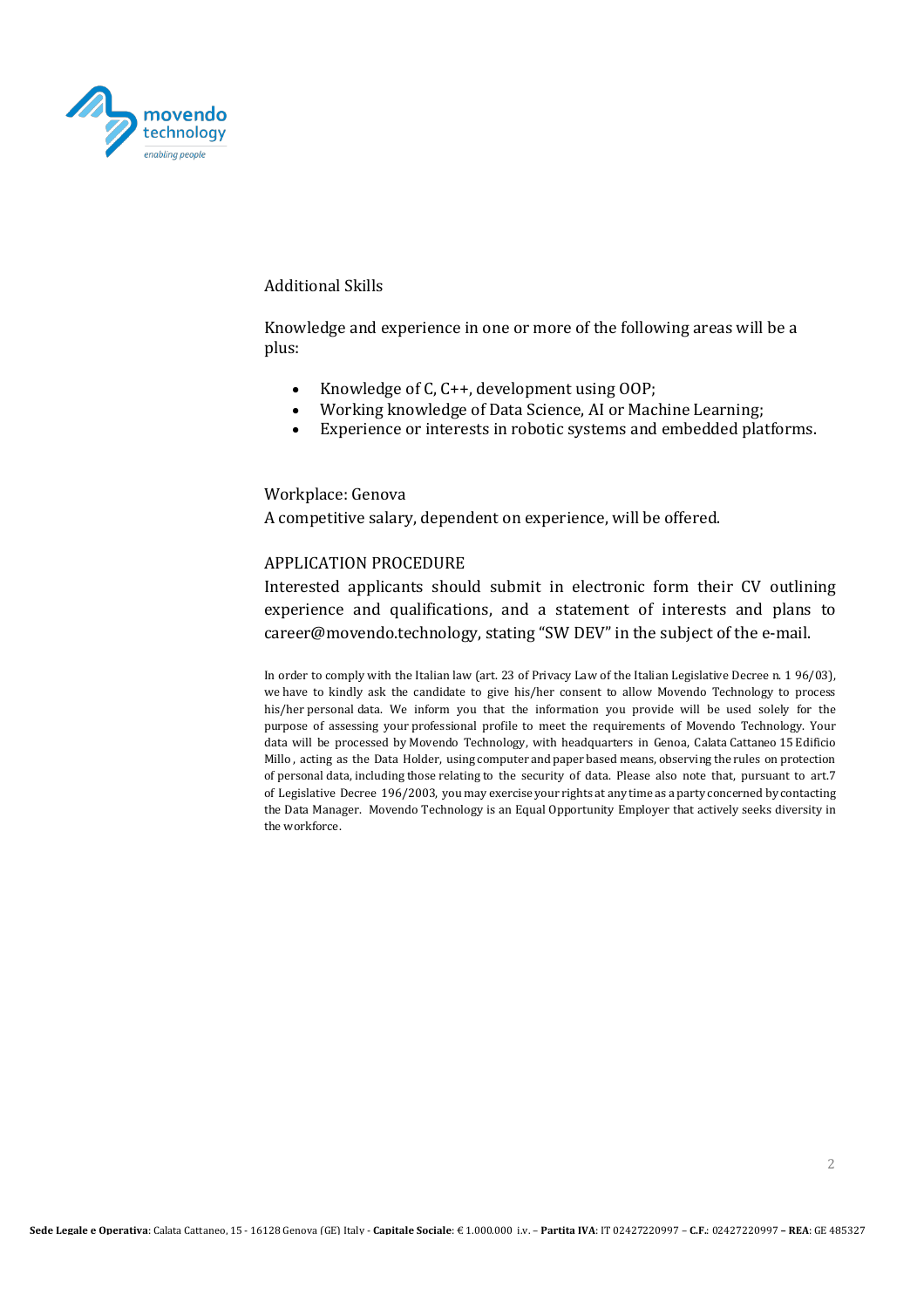Additional Skills

Knowledge and experience in one or more of the following areas will be a plus:

- Knowledge of C, C++, development using OOP;
- Working knowledge of Data Science, AI or Machine Learning;
- Experience or interests in robotic systems and embedded platforms.

Workplace: Genova

A competitive salary, dependent on experience, will be offered.

APPLICATION PROCEDURE

Interested applicants should submit in electronic form their CV outlining experience and qualifications, and a statement of interests and plans to career@movendo.technology, stating "SW DEV" in the subject of the e-mail.

In order to comply with the Italian law (art. 23 of Privacy Law of the Italian Legislative Decree n. 1 96/03), we have to kindly ask the candidate to give his/her consent to allow Movendo Technology to process his/her personal data. We inform you that the information you provide will be used solely for the purpose of assessing your professional profile to meet the requirements of Movendo Technology. Your data will be processed by Movendo Technology, with headquarters in Genoa, Calata Cattaneo 15 Edificio Millo , acting as the Data Holder, using computer and paper based means, observing the rules on protection of personal data, including those relating to the security of data. Please also note that, pursuant to art.7 of Legislative Decree 196/2003, you may exercise your rights at any time as a party concerned by contacting the Data Manager. Movendo Technology is an Equal Opportunity Employer that actively seeks diversity in the workforce.